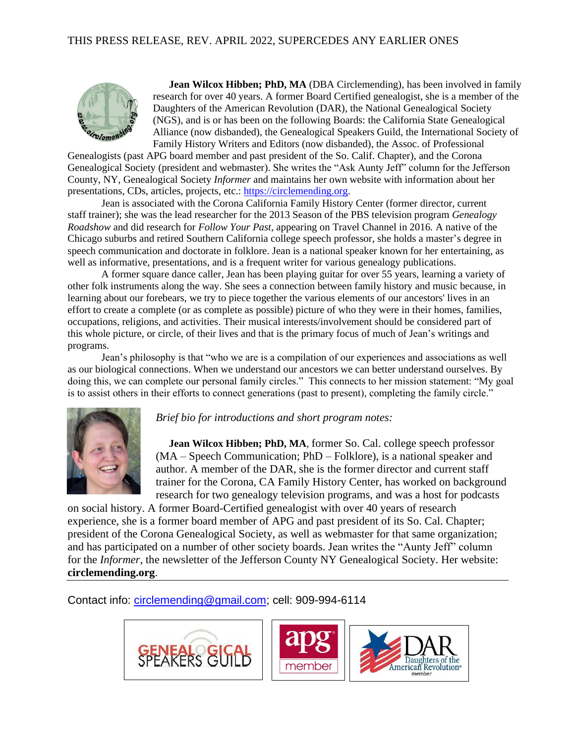THIS PRESS RELEASE, REV. APRIL 2022, SUPERCEDES ANY EARLIER ONES

**Jean Wilcox Hibben; PhD, MA** (DBA Circlemending), has been involved in family research for over 40 years. A former Board Certified genealogist, she is a member of the Daughters of the American Revolution (DAR), the National Genealogical Society (NGS), and is or has been on the following Boards: the California State Genealogical Alliance (now disbanded), the Genealogical Speakers Guild, the International Society of Family History Writers and Editors (now disbanded), the Assoc. of Professional Genealogists (past APG board member and past president of the So. Calif. Chapter), and the Corona Genealogical Society (president and webmaster). She writes the "Ask Aunty Jeff" column for the Jefferson County, NY, Genealogical Society *Informer* and maintains her own website with information about her presentations, CDs, articles, projects, etc.: [https://circlemending.org](https://circlemending.org).

Jean is associated with the Corona California Family History Center (former director, current staff trainer); she was the lead researcher for the 2013 Season of the PBS television program *Genealogy Roadshow* and did research for *Follow Your Past*, appearing on Travel Channel in 2016. A native of the Chicago suburbs and retired Southern California college speech professor, she holds a master's degree in speech communication and doctorate in folklore. Jean is a national speaker known for her entertaining, as well as informative, presentations, and is a frequent writer for various genealogy publications.

A former square dance caller, Jean has been playing guitar for over 55 years, learning a variety of other folk instruments along the way. She sees a connection between family history and music because, in learning about our forebears, we try to piece together the various elements of our ancestors' lives in an effort to create a complete (or as complete as possible) picture of who they were in their homes, families, occupations, religions, and activities. Their musical interests/involvement should be considered part of this whole picture, or circle, of their lives and that is the primary focus of much of Jean's writings and programs.

Jean's philosophy is that "who we are is a compilation of our experiences and associations as well as our biological connections. When we understand our ancestors we can better understand ourselves. By doing this, we can complete our personal family circles." This connects to her mission statement: "My goal is to assist others in their efforts to connect generations (past to present), completing the family circle."

*Brief bio for introductions and short program notes:*

**Jean Wilcox Hibben; PhD, MA**, former So. Cal. college speech professor (MA – Speech Communication; PhD – Folklore), is a national speaker and author. A member of the DAR, she is the former director and current staff trainer for the Corona, CA Family History Center, has worked on background research for two genealogy television programs, and was a host for podcasts on social history. A former Board-Certified genealogist with over 40 years of research experience, she is a former board member of APG and past president of its So. Cal. Chapter; president of the Corona Genealogical Society, as well as webmaster for that same organization; and has participated on a number of other society boards. Jean writes the "Aunty Jeff" column for the *Informer*, the newsletter of the Jefferson County NY Genealogical Society. Her website: **circlemending.org**.

---

Contact info: [circlemending@gmail.com](mailto:circlemending@gmail.com); cell: 909-994-6114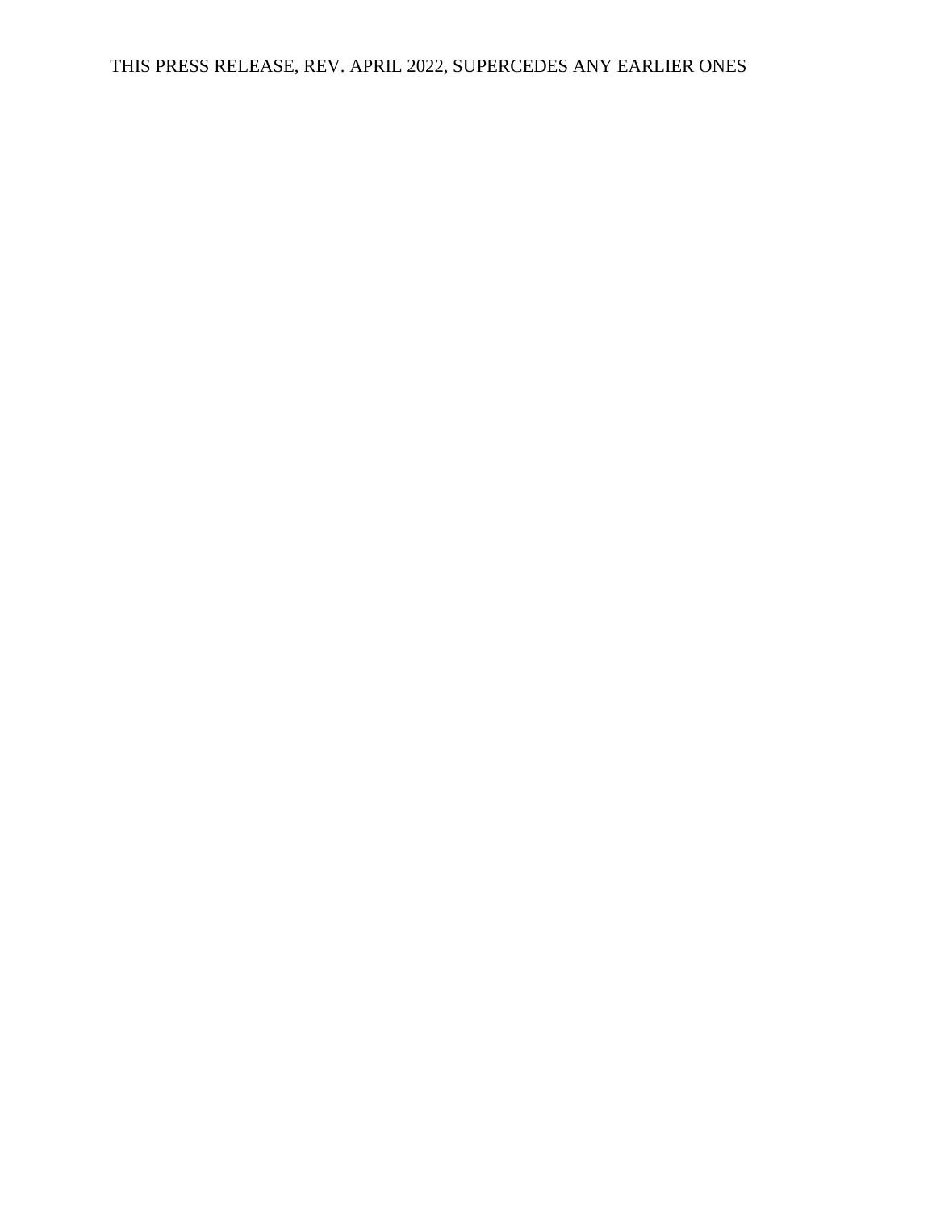THIS PRESS RELEASE, REV. APRIL 2022, SUPERCEDES ANY EARLIER ONES